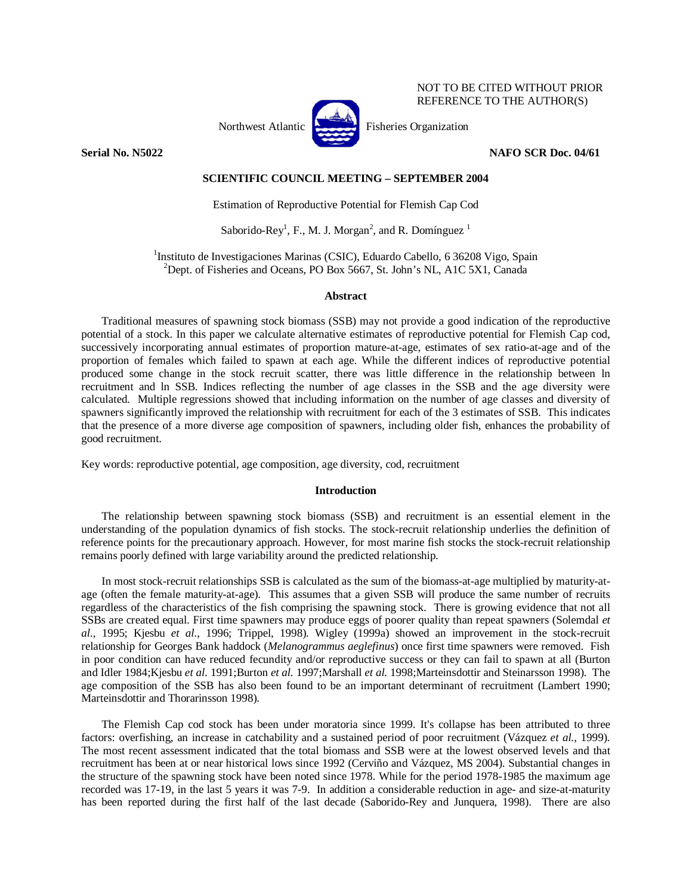NOT TO BE CITED WITHOUT PRIOR REFERENCE TO THE AUTHOR(S)

Northwest Atlantic Fisheries Organization

**Serial No. N5022** **NAFO SCR Doc. 04/61**

## SCIENTIFIC COUNCIL MEETING – SEPTEMBER 2004

# Estimation of Reproductive Potential for Flemish Cap Cod

Saborido-Rey[1], F., M. J. Morgan[2], and R. Domínguez [1]

[1]Instituto de Investigaciones Marinas (CSIC), Eduardo Cabello, 6 36208 Vigo, Spain
[2]Dept. of Fisheries and Oceans, PO Box 5667, St. John's NL, A1C 5X1, Canada

### Abstract

Traditional measures of spawning stock biomass (SSB) may not provide a good indication of the reproductive potential of a stock. In this paper we calculate alternative estimates of reproductive potential for Flemish Cap cod, successively incorporating annual estimates of proportion mature-at-age, estimates of sex ratio-at-age and of the proportion of females which failed to spawn at each age. While the different indices of reproductive potential produced some change in the stock recruit scatter, there was little difference in the relationship between ln recruitment and ln SSB. Indices reflecting the number of age classes in the SSB and the age diversity were calculated. Multiple regressions showed that including information on the number of age classes and diversity of spawners significantly improved the relationship with recruitment for each of the 3 estimates of SSB. This indicates that the presence of a more diverse age composition of spawners, including older fish, enhances the probability of good recruitment.

Key words: reproductive potential, age composition, age diversity, cod, recruitment

### Introduction

The relationship between spawning stock biomass (SSB) and recruitment is an essential element in the understanding of the population dynamics of fish stocks. The stock-recruit relationship underlies the definition of reference points for the precautionary approach. However, for most marine fish stocks the stock-recruit relationship remains poorly defined with large variability around the predicted relationship.

In most stock-recruit relationships SSB is calculated as the sum of the biomass-at-age multiplied by maturity-at-age (often the female maturity-at-age). This assumes that a given SSB will produce the same number of recruits regardless of the characteristics of the fish comprising the spawning stock. There is growing evidence that not all SSBs are created equal. First time spawners may produce eggs of poorer quality than repeat spawners (Solemdal *et al.*, 1995; Kjesbu *et al.*, 1996; Trippel, 1998). Wigley (1999a) showed an improvement in the stock-recruit relationship for Georges Bank haddock (*Melanogrammus aeglefinus*) once first time spawners were removed. Fish in poor condition can have reduced fecundity and/or reproductive success or they can fail to spawn at all (Burton and Idler 1984;Kjesbu *et al.* 1991;Burton *et al.* 1997;Marshall *et al.* 1998;Marteinsdottir and Steinarsson 1998). The age composition of the SSB has also been found to be an important determinant of recruitment (Lambert 1990; Marteinsdottir and Thorarinsson 1998).

The Flemish Cap cod stock has been under moratoria since 1999. It's collapse has been attributed to three factors: overfishing, an increase in catchability and a sustained period of poor recruitment (Vázquez *et al.*, 1999). The most recent assessment indicated that the total biomass and SSB were at the lowest observed levels and that recruitment has been at or near historical lows since 1992 (Cerviño and Vázquez, MS 2004). Substantial changes in the structure of the spawning stock have been noted since 1978. While for the period 1978-1985 the maximum age recorded was 17-19, in the last 5 years it was 7-9. In addition a considerable reduction in age- and size-at-maturity has been reported during the first half of the last decade (Saborido-Rey and Junquera, 1998). There are also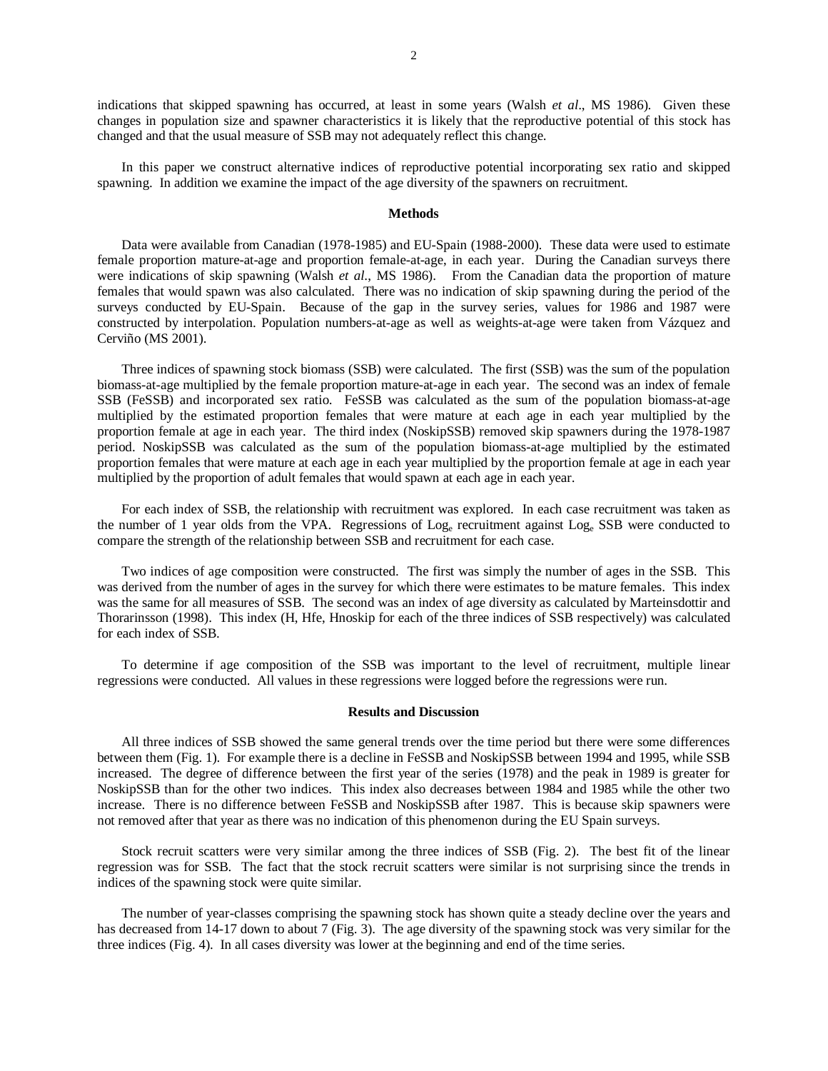indications that skipped spawning has occurred, at least in some years (Walsh *et al*., MS 1986). Given these changes in population size and spawner characteristics it is likely that the reproductive potential of this stock has changed and that the usual measure of SSB may not adequately reflect this change.

In this paper we construct alternative indices of reproductive potential incorporating sex ratio and skipped spawning. In addition we examine the impact of the age diversity of the spawners on recruitment.

## Methods

Data were available from Canadian (1978-1985) and EU-Spain (1988-2000). These data were used to estimate female proportion mature-at-age and proportion female-at-age, in each year. During the Canadian surveys there were indications of skip spawning (Walsh *et al.*, MS 1986). From the Canadian data the proportion of mature females that would spawn was also calculated. There was no indication of skip spawning during the period of the surveys conducted by EU-Spain. Because of the gap in the survey series, values for 1986 and 1987 were constructed by interpolation. Population numbers-at-age as well as weights-at-age were taken from Vázquez and Cerviño (MS 2001).

Three indices of spawning stock biomass (SSB) were calculated. The first (SSB) was the sum of the population biomass-at-age multiplied by the female proportion mature-at-age in each year. The second was an index of female SSB (FeSSB) and incorporated sex ratio. FeSSB was calculated as the sum of the population biomass-at-age multiplied by the estimated proportion females that were mature at each age in each year multiplied by the proportion female at age in each year. The third index (NoskipSSB) removed skip spawners during the 1978-1987 period. NoskipSSB was calculated as the sum of the population biomass-at-age multiplied by the estimated proportion females that were mature at each age in each year multiplied by the proportion female at age in each year multiplied by the proportion of adult females that would spawn at each age in each year.

For each index of SSB, the relationship with recruitment was explored. In each case recruitment was taken as the number of 1 year olds from the VPA. Regressions of $\text{Log}_e$ recruitment against $\text{Log}_e$ SSB were conducted to compare the strength of the relationship between SSB and recruitment for each case.

Two indices of age composition were constructed. The first was simply the number of ages in the SSB. This was derived from the number of ages in the survey for which there were estimates to be mature females. This index was the same for all measures of SSB. The second was an index of age diversity as calculated by Marteinsdottir and Thorarinsson (1998). This index (H, Hfe, Hnoskip for each of the three indices of SSB respectively) was calculated for each index of SSB.

To determine if age composition of the SSB was important to the level of recruitment, multiple linear regressions were conducted. All values in these regressions were logged before the regressions were run.

## Results and Discussion

All three indices of SSB showed the same general trends over the time period but there were some differences between them (Fig. 1). For example there is a decline in FeSSB and NoskipSSB between 1994 and 1995, while SSB increased. The degree of difference between the first year of the series (1978) and the peak in 1989 is greater for NoskipSSB than for the other two indices. This index also decreases between 1984 and 1985 while the other two increase. There is no difference between FeSSB and NoskipSSB after 1987. This is because skip spawners were not removed after that year as there was no indication of this phenomenon during the EU Spain surveys.

Stock recruit scatters were very similar among the three indices of SSB (Fig. 2). The best fit of the linear regression was for SSB. The fact that the stock recruit scatters were similar is not surprising since the trends in indices of the spawning stock were quite similar.

The number of year-classes comprising the spawning stock has shown quite a steady decline over the years and has decreased from 14-17 down to about 7 (Fig. 3). The age diversity of the spawning stock was very similar for the three indices (Fig. 4). In all cases diversity was lower at the beginning and end of the time series.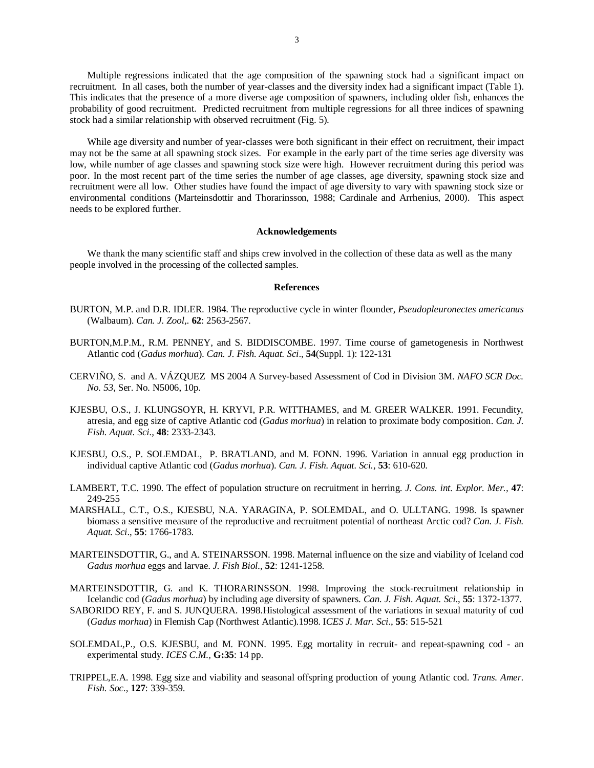Multiple regressions indicated that the age composition of the spawning stock had a significant impact on recruitment. In all cases, both the number of year-classes and the diversity index had a significant impact (Table 1). This indicates that the presence of a more diverse age composition of spawners, including older fish, enhances the probability of good recruitment. Predicted recruitment from multiple regressions for all three indices of spawning stock had a similar relationship with observed recruitment (Fig. 5).

While age diversity and number of year-classes were both significant in their effect on recruitment, their impact may not be the same at all spawning stock sizes. For example in the early part of the time series age diversity was low, while number of age classes and spawning stock size were high. However recruitment during this period was poor. In the most recent part of the time series the number of age classes, age diversity, spawning stock size and recruitment were all low. Other studies have found the impact of age diversity to vary with spawning stock size or environmental conditions (Marteinsdottir and Thorarinsson, 1988; Cardinale and Arrhenius, 2000). This aspect needs to be explored further.

### Acknowledgements

We thank the many scientific staff and ships crew involved in the collection of these data as well as the many people involved in the processing of the collected samples.

### References

BURTON, M.P. and D.R. IDLER. 1984. The reproductive cycle in winter flounder, *Pseudopleuronectes americanus* (Walbaum). *Can. J. Zool,.* **62**: 2563-2567.

BURTON,M.P.M., R.M. PENNEY, and S. BIDDISCOMBE. 1997. Time course of gametogenesis in Northwest Atlantic cod (*Gadus morhua*). *Can. J. Fish. Aquat. Sci*., **54**(Suppl. 1): 122-131

CERVIÑO, S. and A. VÁZQUEZ MS 2004 A Survey-based Assessment of Cod in Division 3M. *NAFO SCR Doc. No. 53*, Ser. No. N5006, 10p.

KJESBU, O.S., J. KLUNGSOYR, H. KRYVI, P.R. WITTHAMES, and M. GREER WALKER. 1991. Fecundity, atresia, and egg size of captive Atlantic cod (*Gadus morhua*) in relation to proximate body composition. *Can. J. Fish. Aquat. Sci.,* **48**: 2333-2343.

KJESBU, O.S., P. SOLEMDAL, P. BRATLAND, and M. FONN. 1996. Variation in annual egg production in individual captive Atlantic cod (*Gadus morhua*). *Can. J. Fish. Aquat. Sci.*, **53**: 610-620.

LAMBERT, T.C. 1990. The effect of population structure on recruitment in herring. *J. Cons. int. Explor. Mer.,* **47**: 249-255

MARSHALL, C.T., O.S., KJESBU, N.A. YARAGINA, P. SOLEMDAL, and O. ULLTANG. 1998. Is spawner biomass a sensitive measure of the reproductive and recruitment potential of northeast Arctic cod? *Can. J. Fish. Aquat. Sci*., **55**: 1766-1783.

MARTEINSDOTTIR, G., and A. STEINARSSON. 1998. Maternal influence on the size and viability of Iceland cod *Gadus morhua* eggs and larvae. *J. Fish Biol.,* **52**: 1241-1258.

MARTEINSDOTTIR, G. and K. THORARINSSON. 1998. Improving the stock-recruitment relationship in Icelandic cod (*Gadus morhua*) by including age diversity of spawners. *Can. J. Fish. Aquat. Sci*., **55**: 1372-1377.

SABORIDO REY, F. and S. JUNQUERA. 1998.Histological assessment of the variations in sexual maturity of cod (*Gadus morhua*) in Flemish Cap (Northwest Atlantic).1998. I*CES J. Mar. Sci*., **55**: 515-521

SOLEMDAL,P., O.S. KJESBU, and M. FONN. 1995. Egg mortality in recruit- and repeat-spawning cod - an experimental study. *ICES C.M.*, **G:35**: 14 pp.

TRIPPEL,E.A. 1998. Egg size and viability and seasonal offspring production of young Atlantic cod. *Trans. Amer. Fish. Soc.,* **127**: 339-359.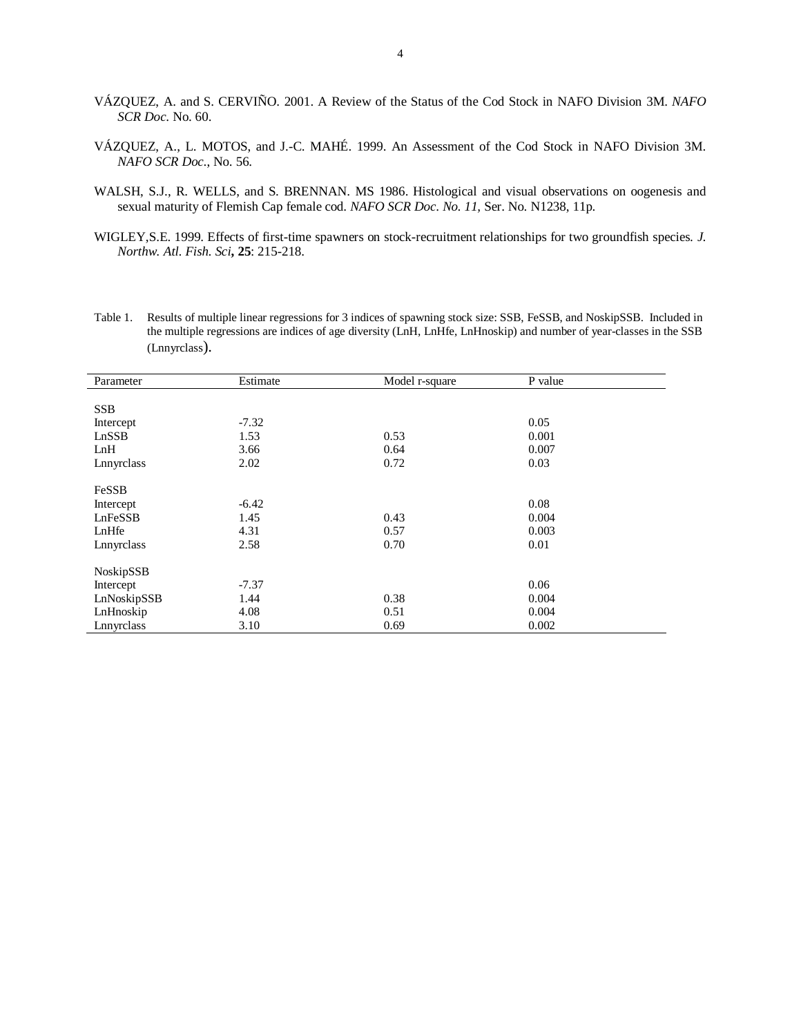VÁZQUEZ, A. and S. CERVIÑO. 2001. A Review of the Status of the Cod Stock in NAFO Division 3M. *NAFO SCR Doc*. No. 60.

VÁZQUEZ, A., L. MOTOS, and J.-C. MAHÉ. 1999. An Assessment of the Cod Stock in NAFO Division 3M. *NAFO SCR Doc*., No. 56.

WALSH, S.J., R. WELLS, and S. BRENNAN. MS 1986. Histological and visual observations on oogenesis and sexual maturity of Flemish Cap female cod. *NAFO SCR Doc. No. 11,* Ser. No. N1238, 11p.

WIGLEY,S.E. 1999. Effects of first-time spawners on stock-recruitment relationships for two groundfish species. *J. Northw. Atl. Fish. Sci*, **25**: 215-218.

Table 1. Results of multiple linear regressions for 3 indices of spawning stock size: SSB, FeSSB, and NoskipSSB. Included in the multiple regressions are indices of age diversity (LnH, LnHfe, LnHnoskip) and number of year-classes in the SSB (Lnnyrclass).

| Parameter | Estimate | Model r-square | P value |
|---|---|---|---|
| SSB | | | |
| Intercept | -7.32 | | 0.05 |
| LnSSB | 1.53 | 0.53 | 0.001 |
| LnH | 3.66 | 0.64 | 0.007 |
| Lnnyrclass | 2.02 | 0.72 | 0.03 |
| FeSSB | | | |
| Intercept | -6.42 | | 0.08 |
| LnFeSSB | 1.45 | 0.43 | 0.004 |
| LnHfe | 4.31 | 0.57 | 0.003 |
| Lnnyrclass | 2.58 | 0.70 | 0.01 |
| NoskipSSB | | | |
| Intercept | -7.37 | | 0.06 |
| LnNoskipSSB | 1.44 | 0.38 | 0.004 |
| LnHnoskip | 4.08 | 0.51 | 0.004 |
| Lnnyrclass | 3.10 | 0.69 | 0.002 |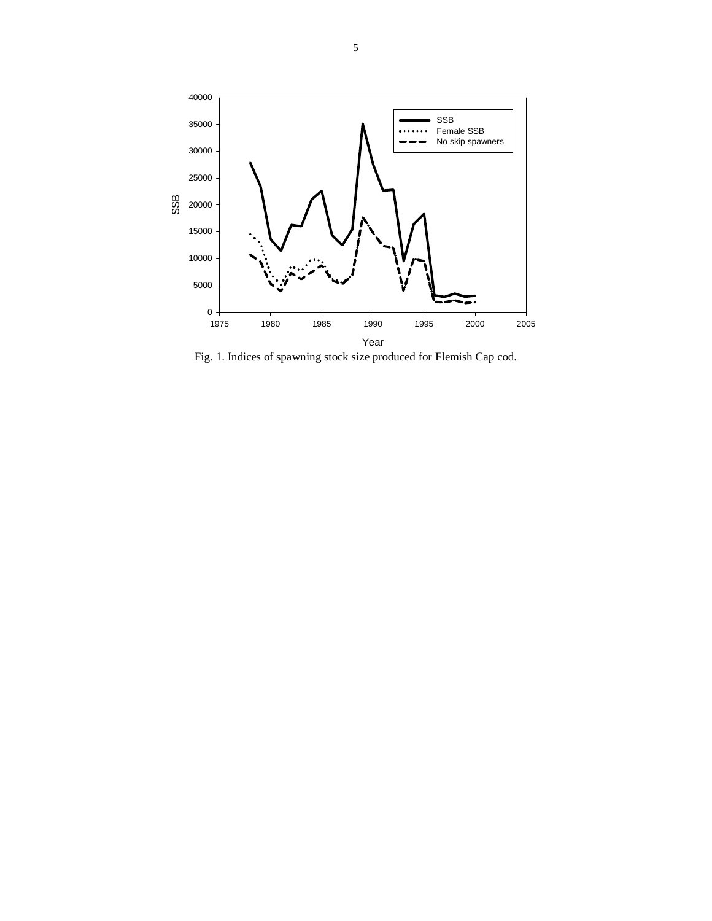Fig. 1. Indices of spawning stock size produced for Flemish Cap cod.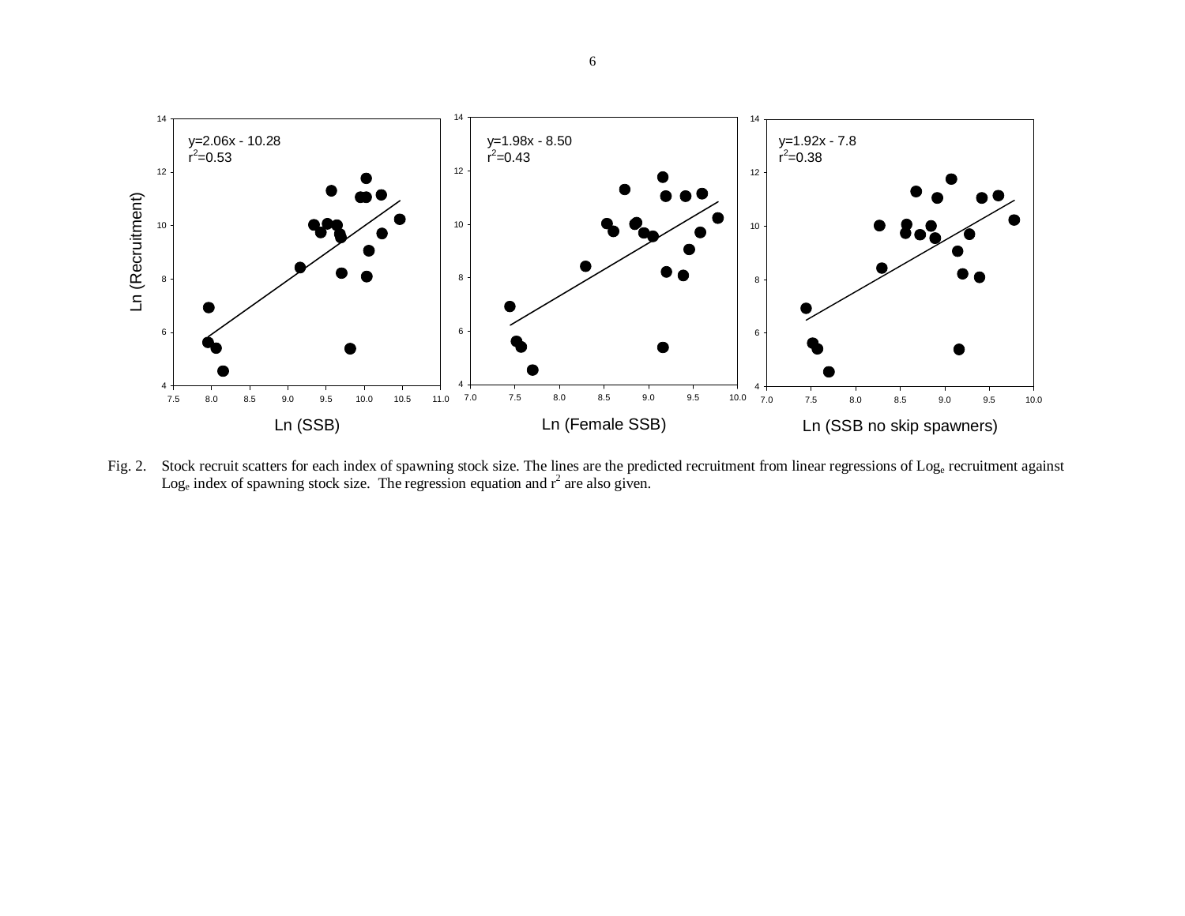Fig. 2. Stock recruit scatters for each index of spawning stock size. The lines are the predicted recruitment from linear regressions of $\text{Log}_e$ recruitment against $\text{Log}_e$ index of spawning stock size. The regression equation and $r^2$ are also given.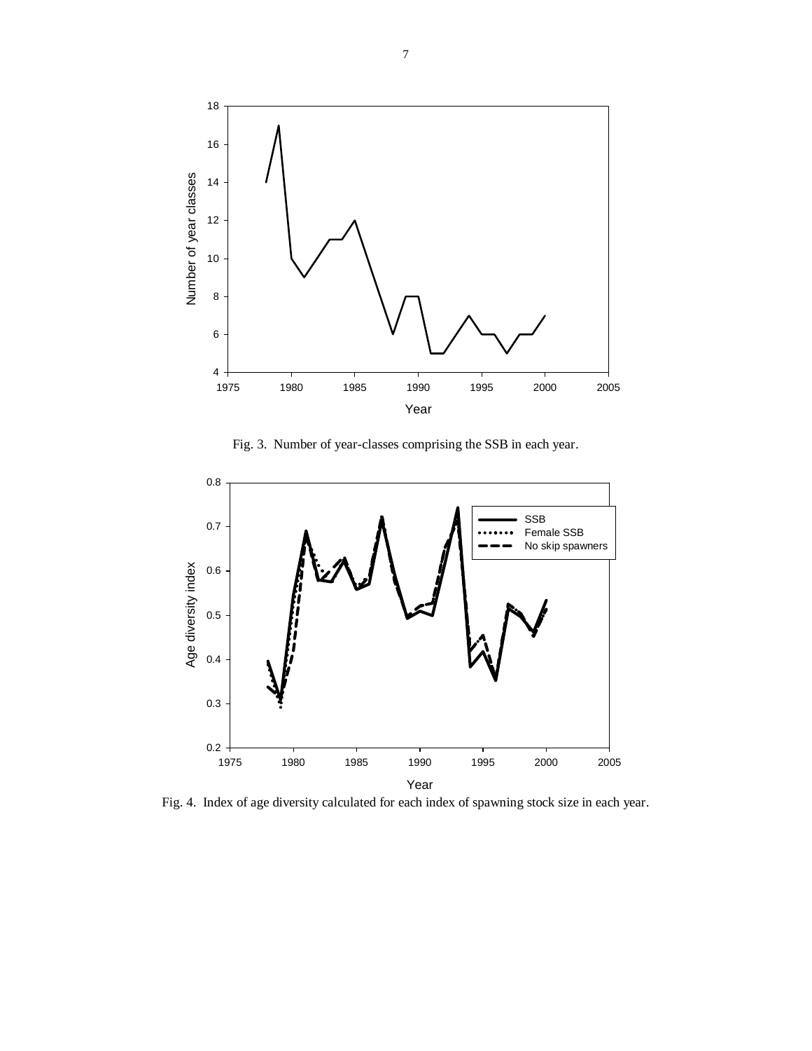Fig. 3. Number of year-classes comprising the SSB in each year.

Fig. 4. Index of age diversity calculated for each index of spawning stock size in each year.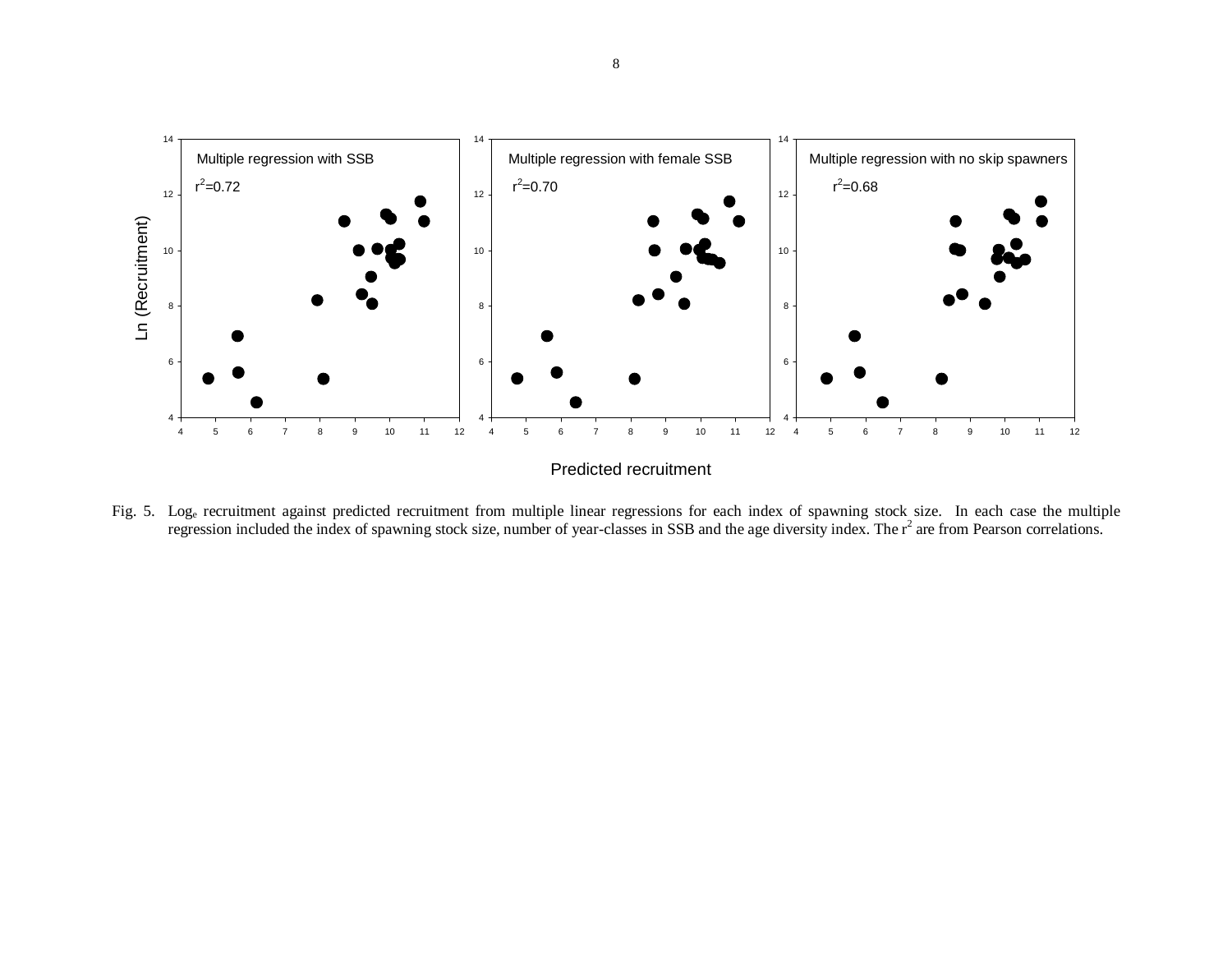Multiple regression with SSB

$r^2$=0.72

Multiple regression with female SSB

$r^2$=0.70

Multiple regression with no skip spawners

$r^2$=0.68

Ln (Recruitment)

Predicted recruitment

Fig. 5. Log$_e$ recruitment against predicted recruitment from multiple linear regressions for each index of spawning stock size. In each case the multiple regression included the index of spawning stock size, number of year-classes in SSB and the age diversity index. The $r^2$ are from Pearson correlations.